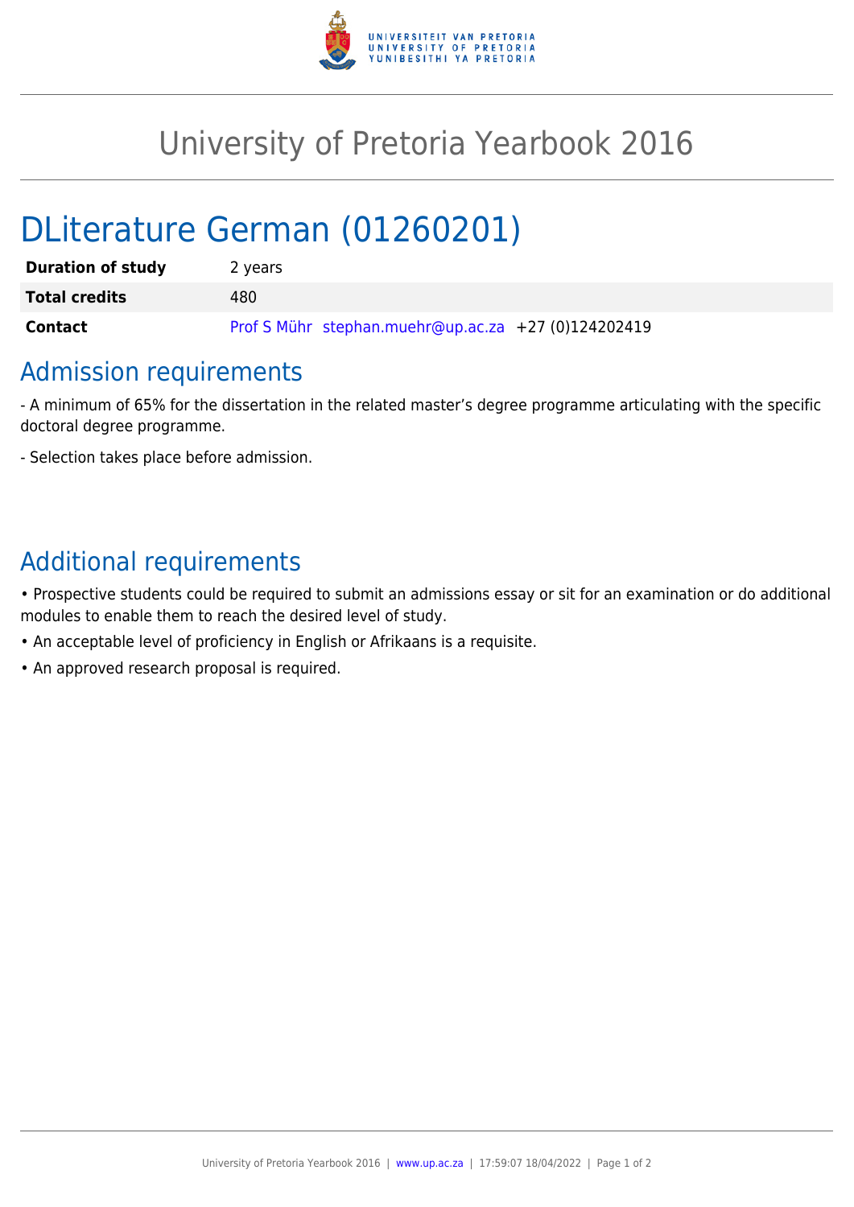# University of Pretoria Yearbook 2016

## DLiterature German (01260201)

| **Duration of study** | 2 years |
|---|---|
| **Total credits** | 480 |
| **Contact** | Prof S Mühr stephan.muehr@up.ac.za +27 (0)124202419 |

## Admission requirements

- A minimum of 65% for the dissertation in the related master's degree programme articulating with the specific doctoral degree programme.

- Selection takes place before admission.

## Additional requirements

- Prospective students could be required to submit an admissions essay or sit for an examination or do additional modules to enable them to reach the desired level of study.
- An acceptable level of proficiency in English or Afrikaans is a requisite.
- An approved research proposal is required.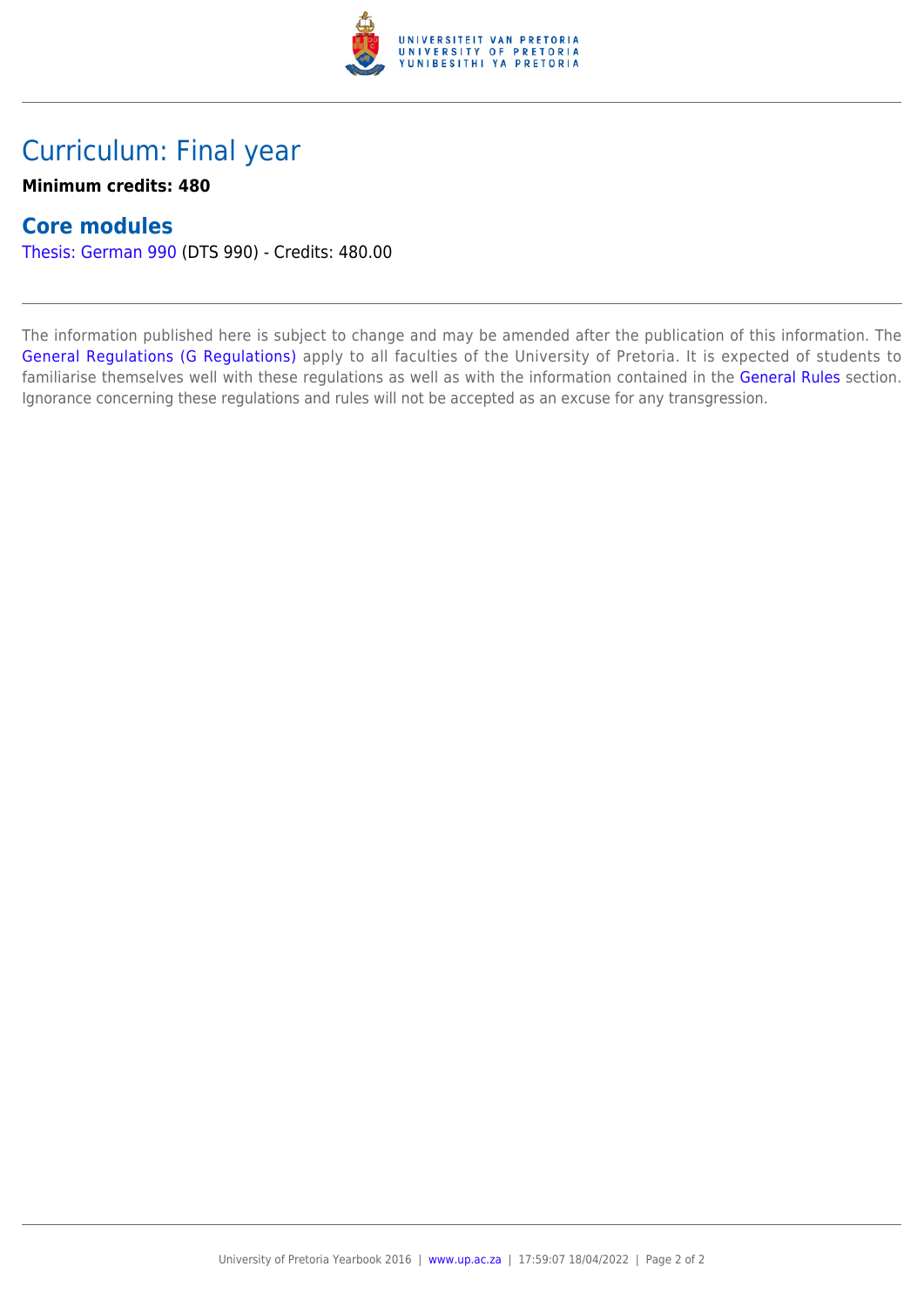## Curriculum: Final year

**Minimum credits: 480**

### Core modules

Thesis: German 990 (DTS 990) - Credits: 480.00

The information published here is subject to change and may be amended after the publication of this information. The General Regulations (G Regulations) apply to all faculties of the University of Pretoria. It is expected of students to familiarise themselves well with these regulations as well as with the information contained in the General Rules section. Ignorance concerning these regulations and rules will not be accepted as an excuse for any transgression.